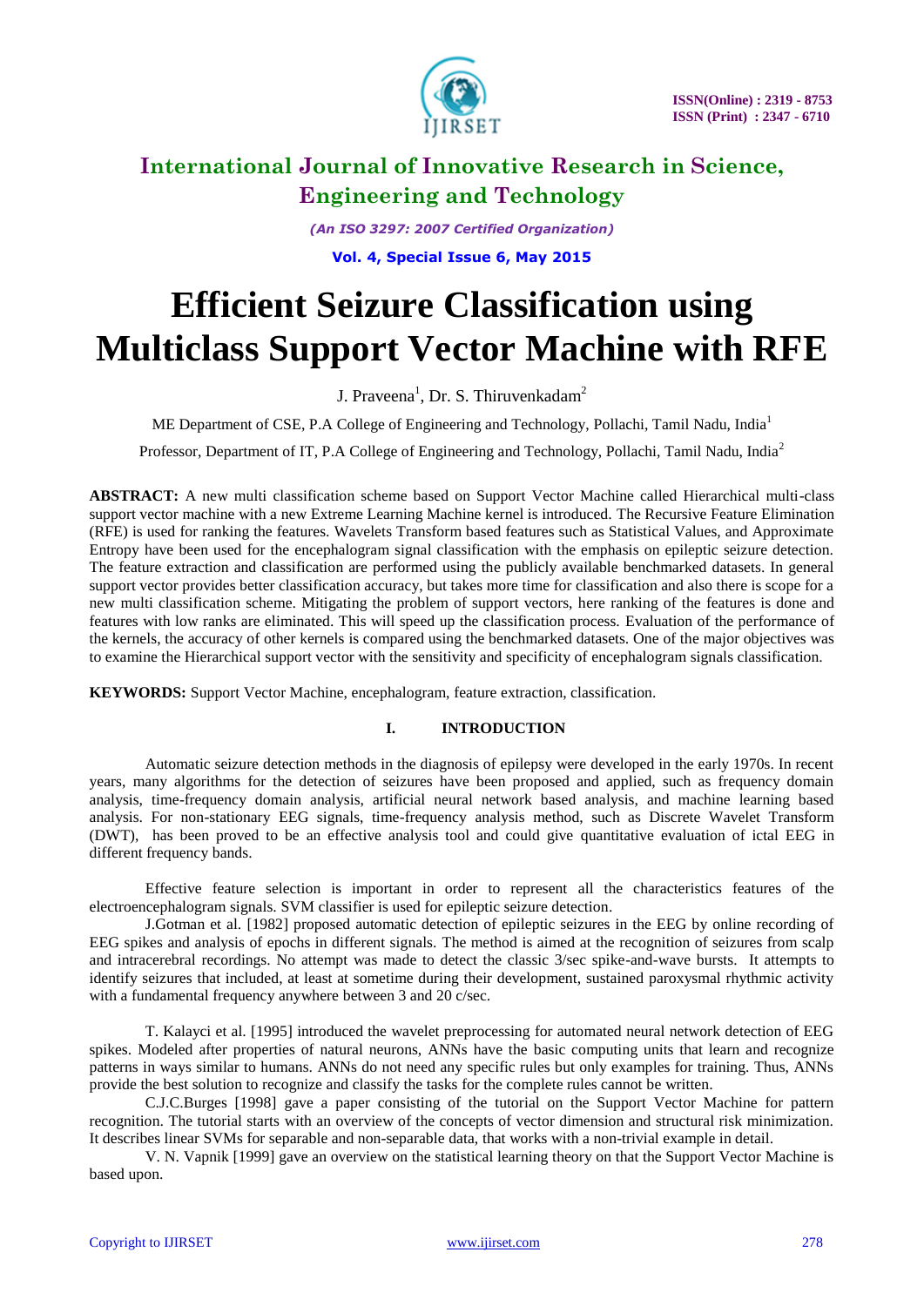# Efficient Seizure Classification using Multiclass Support Vector Machine with RFE

J. Praveena[1], Dr. S. Thiruvenkadam[2]

ME Department of CSE, P.A College of Engineering and Technology, Pollachi, Tamil Nadu, India[1]

Professor, Department of IT, P.A College of Engineering and Technology, Pollachi, Tamil Nadu, India[2]

**ABSTRACT:** A new multi classification scheme based on Support Vector Machine called Hierarchical multi-class support vector machine with a new Extreme Learning Machine kernel is introduced. The Recursive Feature Elimination (RFE) is used for ranking the features. Wavelets Transform based features such as Statistical Values, and Approximate Entropy have been used for the encephalogram signal classification with the emphasis on epileptic seizure detection. The feature extraction and classification are performed using the publicly available benchmarked datasets. In general support vector provides better classification accuracy, but takes more time for classification and also there is scope for a new multi classification scheme. Mitigating the problem of support vectors, here ranking of the features is done and features with low ranks are eliminated. This will speed up the classification process. Evaluation of the performance of the kernels, the accuracy of other kernels is compared using the benchmarked datasets. One of the major objectives was to examine the Hierarchical support vector with the sensitivity and specificity of encephalogram signals classification.

**KEYWORDS:** Support Vector Machine, encephalogram, feature extraction, classification.

## I. INTRODUCTION

Automatic seizure detection methods in the diagnosis of epilepsy were developed in the early 1970s. In recent years, many algorithms for the detection of seizures have been proposed and applied, such as frequency domain analysis, time-frequency domain analysis, artificial neural network based analysis, and machine learning based analysis. For non-stationary EEG signals, time-frequency analysis method, such as Discrete Wavelet Transform (DWT), has been proved to be an effective analysis tool and could give quantitative evaluation of ictal EEG in different frequency bands.

Effective feature selection is important in order to represent all the characteristics features of the electroencephalogram signals. SVM classifier is used for epileptic seizure detection.

J.Gotman et al. [1982] proposed automatic detection of epileptic seizures in the EEG by online recording of EEG spikes and analysis of epochs in different signals. The method is aimed at the recognition of seizures from scalp and intracerebral recordings. No attempt was made to detect the classic 3/sec spike-and-wave bursts. It attempts to identify seizures that included, at least at sometime during their development, sustained paroxysmal rhythmic activity with a fundamental frequency anywhere between 3 and 20 c/sec.

T. Kalayci et al. [1995] introduced the wavelet preprocessing for automated neural network detection of EEG spikes. Modeled after properties of natural neurons, ANNs have the basic computing units that learn and recognize patterns in ways similar to humans. ANNs do not need any specific rules but only examples for training. Thus, ANNs provide the best solution to recognize and classify the tasks for the complete rules cannot be written.

C.J.C.Burges [1998] gave a paper consisting of the tutorial on the Support Vector Machine for pattern recognition. The tutorial starts with an overview of the concepts of vector dimension and structural risk minimization. It describes linear SVMs for separable and non-separable data, that works with a non-trivial example in detail.

V. N. Vapnik [1999] gave an overview on the statistical learning theory on that the Support Vector Machine is based upon.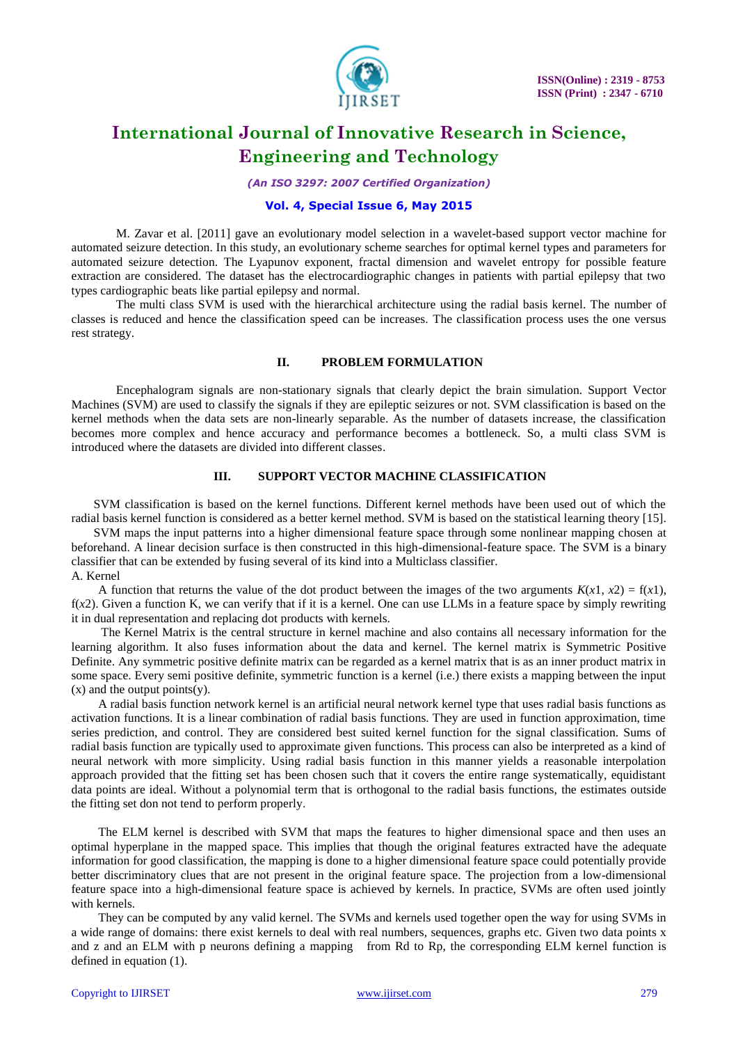M. Zavar et al. [2011] gave an evolutionary model selection in a wavelet-based support vector machine for automated seizure detection. In this study, an evolutionary scheme searches for optimal kernel types and parameters for automated seizure detection. The Lyapunov exponent, fractal dimension and wavelet entropy for possible feature extraction are considered. The dataset has the electrocardiographic changes in patients with partial epilepsy that two types cardiographic beats like partial epilepsy and normal.

The multi class SVM is used with the hierarchical architecture using the radial basis kernel. The number of classes is reduced and hence the classification speed can be increases. The classification process uses the one versus rest strategy.

## II. PROBLEM FORMULATION

Encephalogram signals are non-stationary signals that clearly depict the brain simulation. Support Vector Machines (SVM) are used to classify the signals if they are epileptic seizures or not. SVM classification is based on the kernel methods when the data sets are non-linearly separable. As the number of datasets increase, the classification becomes more complex and hence accuracy and performance becomes a bottleneck. So, a multi class SVM is introduced where the datasets are divided into different classes.

## III. SUPPORT VECTOR MACHINE CLASSIFICATION

SVM classification is based on the kernel functions. Different kernel methods have been used out of which the radial basis kernel function is considered as a better kernel method. SVM is based on the statistical learning theory [15].

SVM maps the input patterns into a higher dimensional feature space through some nonlinear mapping chosen at beforehand. A linear decision surface is then constructed in this high-dimensional-feature space. The SVM is a binary classifier that can be extended by fusing several of its kind into a Multiclass classifier.

### A. Kernel

A function that returns the value of the dot product between the images of the two arguments $K(x1, x2) = f(x1), f(x2)$. Given a function K, we can verify that if it is a kernel. One can use LLMs in a feature space by simply rewriting it in dual representation and replacing dot products with kernels.

The Kernel Matrix is the central structure in kernel machine and also contains all necessary information for the learning algorithm. It also fuses information about the data and kernel. The kernel matrix is Symmetric Positive Definite. Any symmetric positive definite matrix can be regarded as a kernel matrix that is as an inner product matrix in some space. Every semi positive definite, symmetric function is a kernel (i.e.) there exists a mapping between the input (x) and the output points(y).

A radial basis function network kernel is an artificial neural network kernel type that uses radial basis functions as activation functions. It is a linear combination of radial basis functions. They are used in function approximation, time series prediction, and control. They are considered best suited kernel function for the signal classification. Sums of radial basis function are typically used to approximate given functions. This process can also be interpreted as a kind of neural network with more simplicity. Using radial basis function in this manner yields a reasonable interpolation approach provided that the fitting set has been chosen such that it covers the entire range systematically, equidistant data points are ideal. Without a polynomial term that is orthogonal to the radial basis functions, the estimates outside the fitting set don not tend to perform properly.

The ELM kernel is described with SVM that maps the features to higher dimensional space and then uses an optimal hyperplane in the mapped space. This implies that though the original features extracted have the adequate information for good classification, the mapping is done to a higher dimensional feature space could potentially provide better discriminatory clues that are not present in the original feature space. The projection from a low-dimensional feature space into a high-dimensional feature space is achieved by kernels. In practice, SVMs are often used jointly with kernels.

They can be computed by any valid kernel. The SVMs and kernels used together open the way for using SVMs in a wide range of domains: there exist kernels to deal with real numbers, sequences, graphs etc. Given two data points x and z and an ELM with p neurons defining a mapping from Rd to Rp, the corresponding ELM kernel function is defined in equation (1).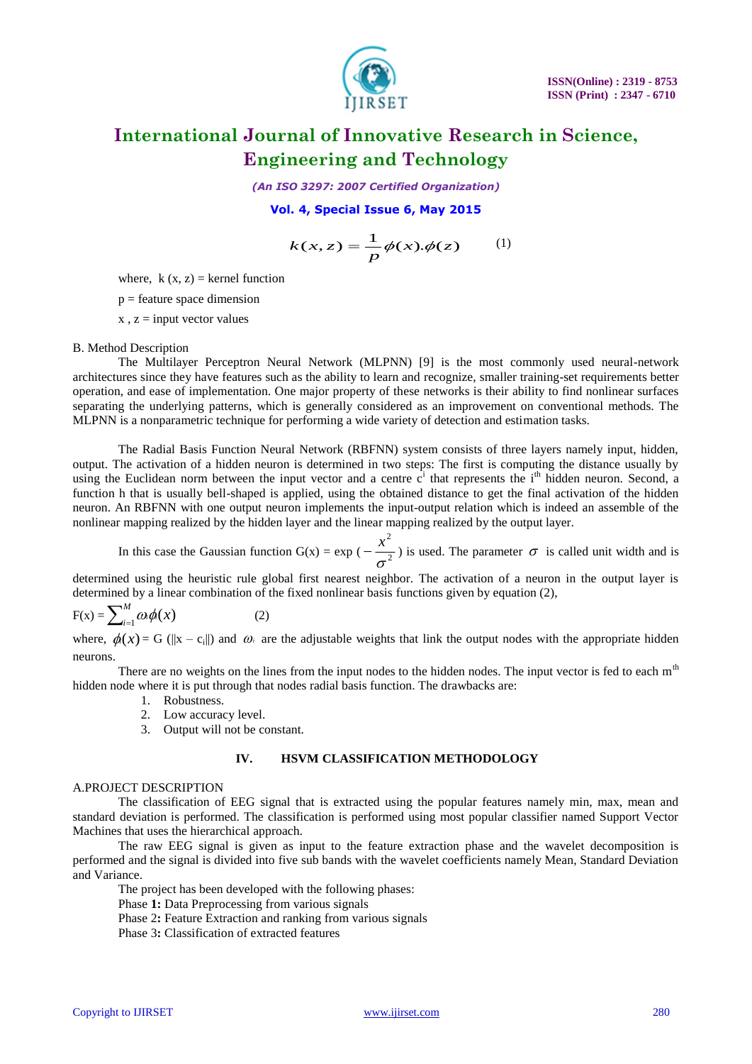$$k(x,z) = \frac{1}{p}\phi(x).\phi(z) \qquad (1)$$

where, k (x, z) = kernel function

p = feature space dimension

x , z = input vector values

B. Method Description

The Multilayer Perceptron Neural Network (MLPNN) [9] is the most commonly used neural-network architectures since they have features such as the ability to learn and recognize, smaller training-set requirements better operation, and ease of implementation. One major property of these networks is their ability to find nonlinear surfaces separating the underlying patterns, which is generally considered as an improvement on conventional methods. The MLPNN is a nonparametric technique for performing a wide variety of detection and estimation tasks.

The Radial Basis Function Neural Network (RBFNN) system consists of three layers namely input, hidden, output. The activation of a hidden neuron is determined in two steps: The first is computing the distance usually by using the Euclidean norm between the input vector and a centre $c^i$ that represents the $i^{th}$ hidden neuron. Second, a function h that is usually bell-shaped is applied, using the obtained distance to get the final activation of the hidden neuron. An RBFNN with one output neuron implements the input-output relation which is indeed an assemble of the nonlinear mapping realized by the hidden layer and the linear mapping realized by the output layer.

In this case the Gaussian function G(x) = exp $\left(-\frac{x^2}{\sigma^2}\right)$ is used. The parameter $\sigma$ is called unit width and is determined using the heuristic rule global first nearest neighbor. The activation of a neuron in the output layer is determined by a linear combination of the fixed nonlinear basis functions given by equation (2),

$$F(x) = \sum_{i=1}^{M} \omega_i \phi(x) \qquad (2)$$

where, $\phi(x)$ = G ($\|x - c_i\|$) and $\omega_i$ are the adjustable weights that link the output nodes with the appropriate hidden neurons.

There are no weights on the lines from the input nodes to the hidden nodes. The input vector is fed to each $m^{th}$ hidden node where it is put through that nodes radial basis function. The drawbacks are:

1. Robustness.
2. Low accuracy level.
3. Output will not be constant.

## IV. HSVM CLASSIFICATION METHODOLOGY

A.PROJECT DESCRIPTION

The classification of EEG signal that is extracted using the popular features namely min, max, mean and standard deviation is performed. The classification is performed using most popular classifier named Support Vector Machines that uses the hierarchical approach.

The raw EEG signal is given as input to the feature extraction phase and the wavelet decomposition is performed and the signal is divided into five sub bands with the wavelet coefficients namely Mean, Standard Deviation and Variance.

The project has been developed with the following phases:

Phase **1:** Data Preprocessing from various signals

Phase 2**:** Feature Extraction and ranking from various signals

Phase 3**:** Classification of extracted features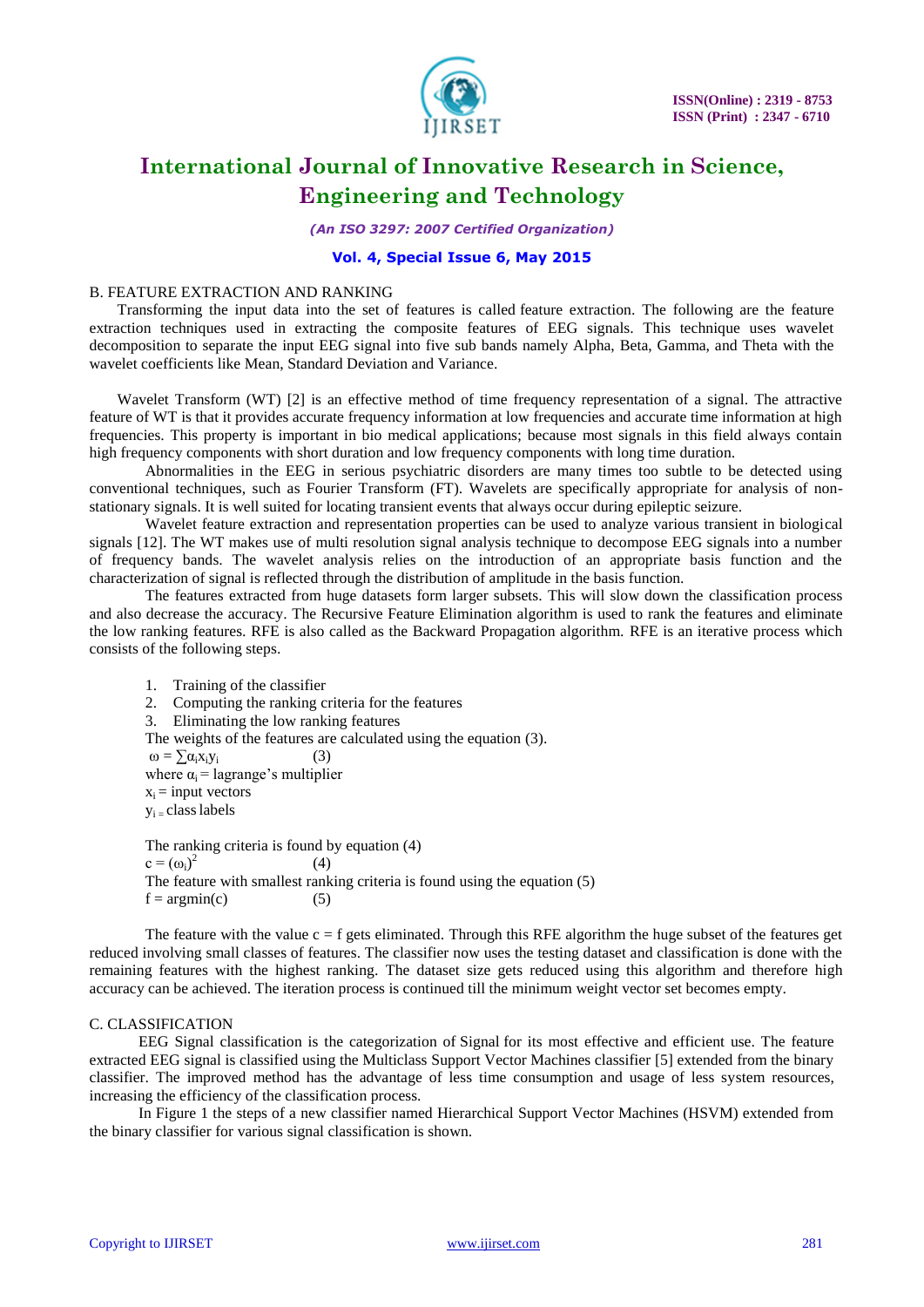### B. FEATURE EXTRACTION AND RANKING

Transforming the input data into the set of features is called feature extraction. The following are the feature extraction techniques used in extracting the composite features of EEG signals. This technique uses wavelet decomposition to separate the input EEG signal into five sub bands namely Alpha, Beta, Gamma, and Theta with the wavelet coefficients like Mean, Standard Deviation and Variance.

Wavelet Transform (WT) [2] is an effective method of time frequency representation of a signal. The attractive feature of WT is that it provides accurate frequency information at low frequencies and accurate time information at high frequencies. This property is important in bio medical applications; because most signals in this field always contain high frequency components with short duration and low frequency components with long time duration.

Abnormalities in the EEG in serious psychiatric disorders are many times too subtle to be detected using conventional techniques, such as Fourier Transform (FT). Wavelets are specifically appropriate for analysis of non-stationary signals. It is well suited for locating transient events that always occur during epileptic seizure.

Wavelet feature extraction and representation properties can be used to analyze various transient in biological signals [12]. The WT makes use of multi resolution signal analysis technique to decompose EEG signals into a number of frequency bands. The wavelet analysis relies on the introduction of an appropriate basis function and the characterization of signal is reflected through the distribution of amplitude in the basis function.

The features extracted from huge datasets form larger subsets. This will slow down the classification process and also decrease the accuracy. The Recursive Feature Elimination algorithm is used to rank the features and eliminate the low ranking features. RFE is also called as the Backward Propagation algorithm. RFE is an iterative process which consists of the following steps.

1. Training of the classifier
2. Computing the ranking criteria for the features
3. Eliminating the low ranking features

The weights of the features are calculated using the equation (3).

$$\omega = \sum \alpha_i x_i y_i \qquad (3)$$

where $\alpha_i$ = lagrange's multiplier

$x_i$ = input vectors

$y_i$ = class labels

The ranking criteria is found by equation (4)

$$c = (\omega_i)^2 \qquad (4)$$

The feature with smallest ranking criteria is found using the equation (5)

$$f = \text{argmin}(c) \qquad (5)$$

The feature with the value c = f gets eliminated. Through this RFE algorithm the huge subset of the features get reduced involving small classes of features. The classifier now uses the testing dataset and classification is done with the remaining features with the highest ranking. The dataset size gets reduced using this algorithm and therefore high accuracy can be achieved. The iteration process is continued till the minimum weight vector set becomes empty.

### C. CLASSIFICATION

EEG Signal classification is the categorization of Signal for its most effective and efficient use. The feature extracted EEG signal is classified using the Multiclass Support Vector Machines classifier [5] extended from the binary classifier. The improved method has the advantage of less time consumption and usage of less system resources, increasing the efficiency of the classification process.

In Figure 1 the steps of a new classifier named Hierarchical Support Vector Machines (HSVM) extended from the binary classifier for various signal classification is shown.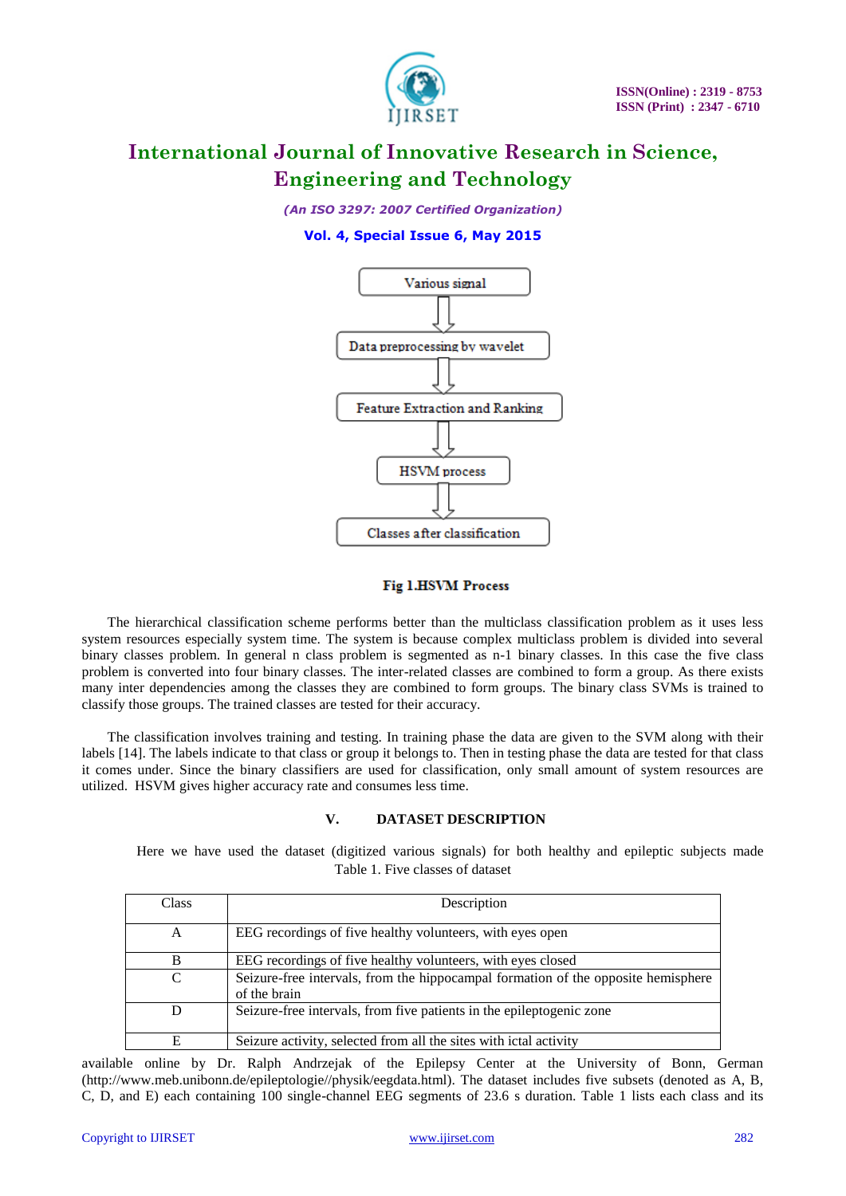Various signal

↓

Data preprocessing by wavelet

↓

Feature Extraction and Ranking

↓

HSVM process

↓

Classes after classification

**Fig 1.HSVM Process**

The hierarchical classification scheme performs better than the multiclass classification problem as it uses less system resources especially system time. The system is because complex multiclass problem is divided into several binary classes problem. In general n class problem is segmented as n-1 binary classes. In this case the five class problem is converted into four binary classes. The inter-related classes are combined to form a group. As there exists many inter dependencies among the classes they are combined to form groups. The binary class SVMs is trained to classify those groups. The trained classes are tested for their accuracy.

The classification involves training and testing. In training phase the data are given to the SVM along with their labels [14]. The labels indicate to that class or group it belongs to. Then in testing phase the data are tested for that class it comes under. Since the binary classifiers are used for classification, only small amount of system resources are utilized. HSVM gives higher accuracy rate and consumes less time.

## V. DATASET DESCRIPTION

Here we have used the dataset (digitized various signals) for both healthy and epileptic subjects made available online by Dr. Ralph Andrzejak of the Epilepsy Center at the University of Bonn, German (http://www.meb.unibonn.de/epileptologie//physik/eegdata.html). The dataset includes five subsets (denoted as A, B, C, D, and E) each containing 100 single-channel EEG segments of 23.6 s duration. Table 1 lists each class and its

Table 1. Five classes of dataset

| Class | Description |
|---|---|
| A | EEG recordings of five healthy volunteers, with eyes open |
| B | EEG recordings of five healthy volunteers, with eyes closed |
| C | Seizure-free intervals, from the hippocampal formation of the opposite hemisphere of the brain |
| D | Seizure-free intervals, from five patients in the epileptogenic zone |
| E | Seizure activity, selected from all the sites with ictal activity |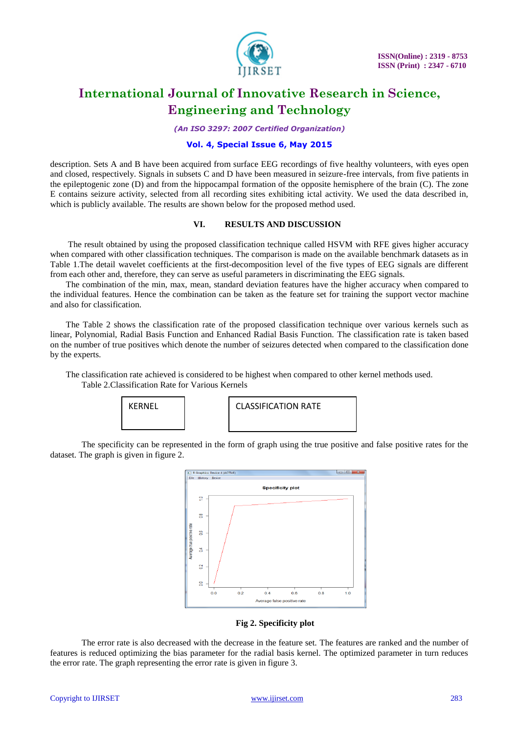description. Sets A and B have been acquired from surface EEG recordings of five healthy volunteers, with eyes open and closed, respectively. Signals in subsets C and D have been measured in seizure-free intervals, from five patients in the epileptogenic zone (D) and from the hippocampal formation of the opposite hemisphere of the brain (C). The zone E contains seizure activity, selected from all recording sites exhibiting ictal activity. We used the data described in, which is publicly available. The results are shown below for the proposed method used.

## VI. RESULTS AND DISCUSSION

The result obtained by using the proposed classification technique called HSVM with RFE gives higher accuracy when compared with other classification techniques. The comparison is made on the available benchmark datasets as in Table 1.The detail wavelet coefficients at the first-decomposition level of the five types of EEG signals are different from each other and, therefore, they can serve as useful parameters in discriminating the EEG signals.

The combination of the min, max, mean, standard deviation features have the higher accuracy when compared to the individual features. Hence the combination can be taken as the feature set for training the support vector machine and also for classification.

The Table 2 shows the classification rate of the proposed classification technique over various kernels such as linear, Polynomial, Radial Basis Function and Enhanced Radial Basis Function. The classification rate is taken based on the number of true positives which denote the number of seizures detected when compared to the classification done by the experts.

The classification rate achieved is considered to be highest when compared to other kernel methods used.

Table 2.Classification Rate for Various Kernels

| KERNEL | CLASSIFICATION RATE |
|---|---|

The specificity can be represented in the form of graph using the true positive and false positive rates for the dataset. The graph is given in figure 2.

**Fig 2. Specificity plot**

The error rate is also decreased with the decrease in the feature set. The features are ranked and the number of features is reduced optimizing the bias parameter for the radial basis kernel. The optimized parameter in turn reduces the error rate. The graph representing the error rate is given in figure 3.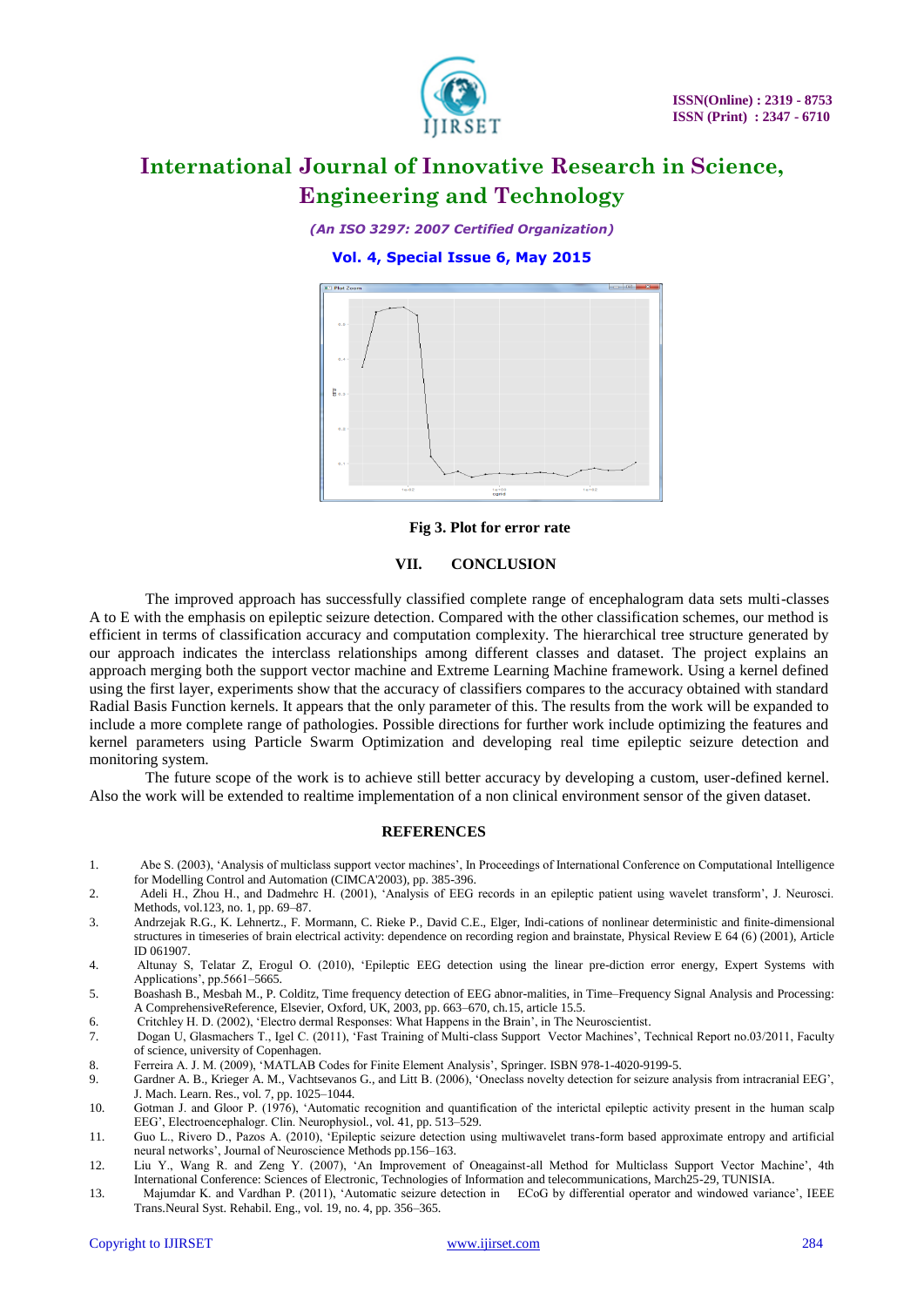Fig 3. Plot for error rate

## VII. CONCLUSION

The improved approach has successfully classified complete range of encephalogram data sets multi-classes A to E with the emphasis on epileptic seizure detection. Compared with the other classification schemes, our method is efficient in terms of classification accuracy and computation complexity. The hierarchical tree structure generated by our approach indicates the interclass relationships among different classes and dataset. The project explains an approach merging both the support vector machine and Extreme Learning Machine framework. Using a kernel defined using the first layer, experiments show that the accuracy of classifiers compares to the accuracy obtained with standard Radial Basis Function kernels. It appears that the only parameter of this. The results from the work will be expanded to include a more complete range of pathologies. Possible directions for further work include optimizing the features and kernel parameters using Particle Swarm Optimization and developing real time epileptic seizure detection and monitoring system.

The future scope of the work is to achieve still better accuracy by developing a custom, user-defined kernel. Also the work will be extended to realtime implementation of a non clinical environment sensor of the given dataset.

## REFERENCES

1. Abe S. (2003), 'Analysis of multiclass support vector machines', In Proceedings of International Conference on Computational Intelligence for Modelling Control and Automation (CIMCA'2003), pp. 385-396.
2. Adeli H., Zhou H., and Dadmehrc H. (2001), 'Analysis of EEG records in an epileptic patient using wavelet transform', J. Neurosci. Methods, vol.123, no. 1, pp. 69–87.
3. Andrzejak R.G., K. Lehnertz., F. Mormann, C. Rieke P., David C.E., Elger, Indi-cations of nonlinear deterministic and finite-dimensional structures in timeseries of brain electrical activity: dependence on recording region and brainstate, Physical Review E 64 (6) (2001), Article ID 061907.
4. Altunay S, Telatar Z, Erogul O. (2010), 'Epileptic EEG detection using the linear pre-diction error energy, Expert Systems with Applications', pp.5661–5665.
5. Boashash B., Mesbah M., P. Colditz, Time frequency detection of EEG abnor-malities, in Time–Frequency Signal Analysis and Processing: A ComprehensiveReference, Elsevier, Oxford, UK, 2003, pp. 663–670, ch.15, article 15.5.
6. Critchley H. D. (2002), 'Electro dermal Responses: What Happens in the Brain', in The Neuroscientist.
7. Dogan U, Glasmachers T., Igel C. (2011), 'Fast Training of Multi-class Support Vector Machines', Technical Report no.03/2011, Faculty of science, university of Copenhagen.
8. Ferreira A. J. M. (2009), 'MATLAB Codes for Finite Element Analysis', Springer. ISBN 978-1-4020-9199-5.
9. Gardner A. B., Krieger A. M., Vachtsevanos G., and Litt B. (2006), 'Oneclass novelty detection for seizure analysis from intracranial EEG', J. Mach. Learn. Res., vol. 7, pp. 1025–1044.
10. Gotman J. and Gloor P. (1976), 'Automatic recognition and quantification of the interictal epileptic activity present in the human scalp EEG', Electroencephalogr. Clin. Neurophysiol., vol. 41, pp. 513–529.
11. Guo L., Rivero D., Pazos A. (2010), 'Epileptic seizure detection using multiwavelet trans-form based approximate entropy and artificial neural networks', Journal of Neuroscience Methods pp.156–163.
12. Liu Y., Wang R. and Zeng Y. (2007), 'An Improvement of Oneagainst-all Method for Multiclass Support Vector Machine', 4th International Conference: Sciences of Electronic, Technologies of Information and telecommunications, March25-29, TUNISIA.
13. Majumdar K. and Vardhan P. (2011), 'Automatic seizure detection in ECoG by differential operator and windowed variance', IEEE Trans.Neural Syst. Rehabil. Eng., vol. 19, no. 4, pp. 356–365.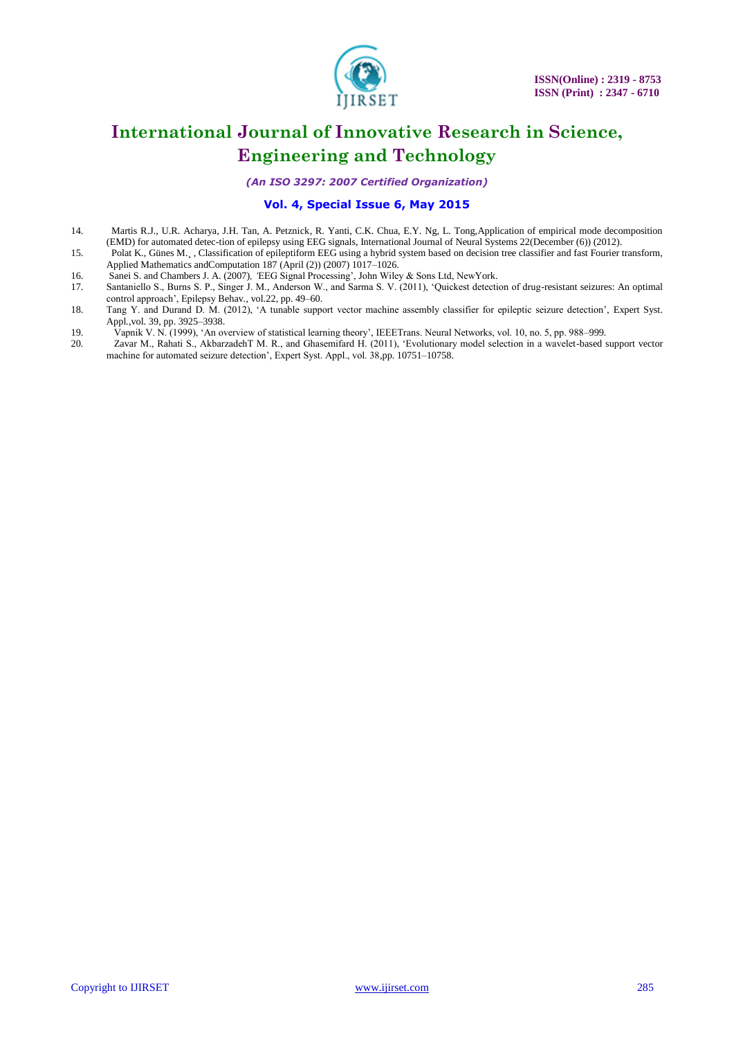14. Martis R.J., U.R. Acharya, J.H. Tan, A. Petznick, R. Yanti, C.K. Chua, E.Y. Ng, L. Tong,Application of empirical mode decomposition (EMD) for automated detec-tion of epilepsy using EEG signals, International Journal of Neural Systems 22(December (6)) (2012).
15. Polat K., Günes M.¸ , Classification of epileptiform EEG using a hybrid system based on decision tree classifier and fast Fourier transform, Applied Mathematics andComputation 187 (April (2)) (2007) 1017–1026.
16. Sanei S. and Chambers J. A. (2007), 'EEG Signal Processing', John Wiley & Sons Ltd, NewYork.
17. Santaniello S., Burns S. P., Singer J. M., Anderson W., and Sarma S. V. (2011), 'Quickest detection of drug-resistant seizures: An optimal control approach', Epilepsy Behav., vol.22, pp. 49–60.
18. Tang Y. and Durand D. M. (2012), 'A tunable support vector machine assembly classifier for epileptic seizure detection', Expert Syst. Appl.,vol. 39, pp. 3925–3938.
19. Vapnik V. N. (1999), 'An overview of statistical learning theory', IEEETrans. Neural Networks, vol. 10, no. 5, pp. 988–999.
20. Zavar M., Rahati S., AkbarzadehT M. R., and Ghasemifard H. (2011), 'Evolutionary model selection in a wavelet-based support vector machine for automated seizure detection', Expert Syst. Appl., vol. 38,pp. 10751–10758.